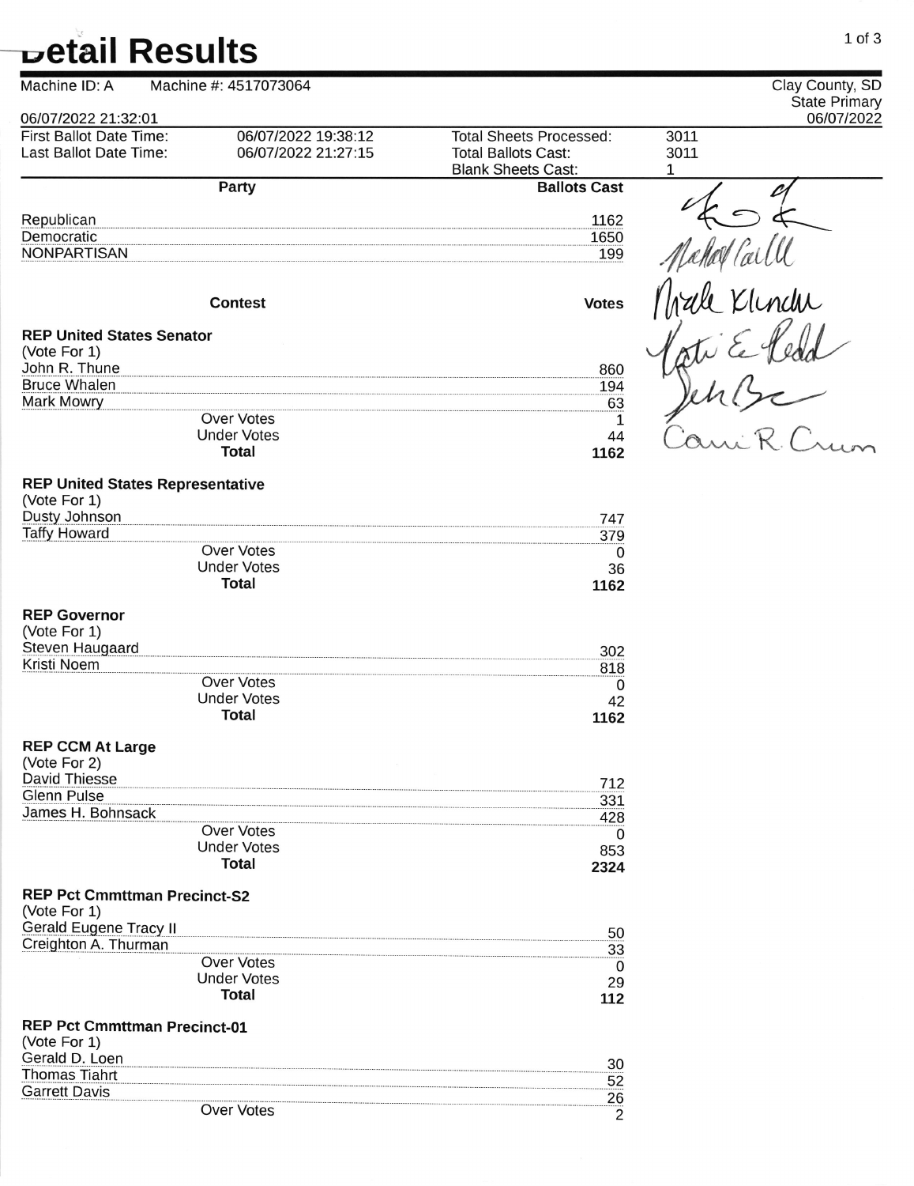# Detail Results

Machine ID: A Machine #: 4517073064

Clay County, SD
State Primary
06/07/2022

06/07/2022 21:32:01

| First Ballot Date Time: | 06/07/2022 19:38:12 | Total Sheets Processed: | 3011 |
|---|---|---|---|
| Last Ballot Date Time: | 06/07/2022 21:27:15 | Total Ballots Cast: | 3011 |
| | | Blank Sheets Cast: | 1 |

| Party | Ballots Cast |
|---|---|
| Republican | 1162 |
| Democratic | 1650 |
| NONPARTISAN | 199 |

| Contest | Votes |
|---|---|
| **REP United States Senator** (Vote For 1) | |
| John R. Thune | 860 |
| Bruce Whalen | 194 |
| Mark Mowry | 63 |
| Over Votes | 1 |
| Under Votes | 44 |
| **Total** | **1162** |
| **REP United States Representative** (Vote For 1) | |
| Dusty Johnson | 747 |
| Taffy Howard | 379 |
| Over Votes | 0 |
| Under Votes | 36 |
| **Total** | **1162** |
| **REP Governor** (Vote For 1) | |
| Steven Haugaard | 302 |
| Kristi Noem | 818 |
| Over Votes | 0 |
| Under Votes | 42 |
| **Total** | **1162** |
| **REP CCM At Large** (Vote For 2) | |
| David Thiesse | 712 |
| Glenn Pulse | 331 |
| James H. Bohnsack | 428 |
| Over Votes | 0 |
| Under Votes | 853 |
| **Total** | **2324** |
| **REP Pct Cmmttman Precinct-S2** (Vote For 1) | |
| Gerald Eugene Tracy II | 50 |
| Creighton A. Thurman | 33 |
| Over Votes | 0 |
| Under Votes | 29 |
| **Total** | **112** |
| **REP Pct Cmmttman Precinct-01** (Vote For 1) | |
| Gerald D. Loen | 30 |
| Thomas Tiahrt | 52 |
| Garrett Davis | 26 |
| Over Votes | 2 |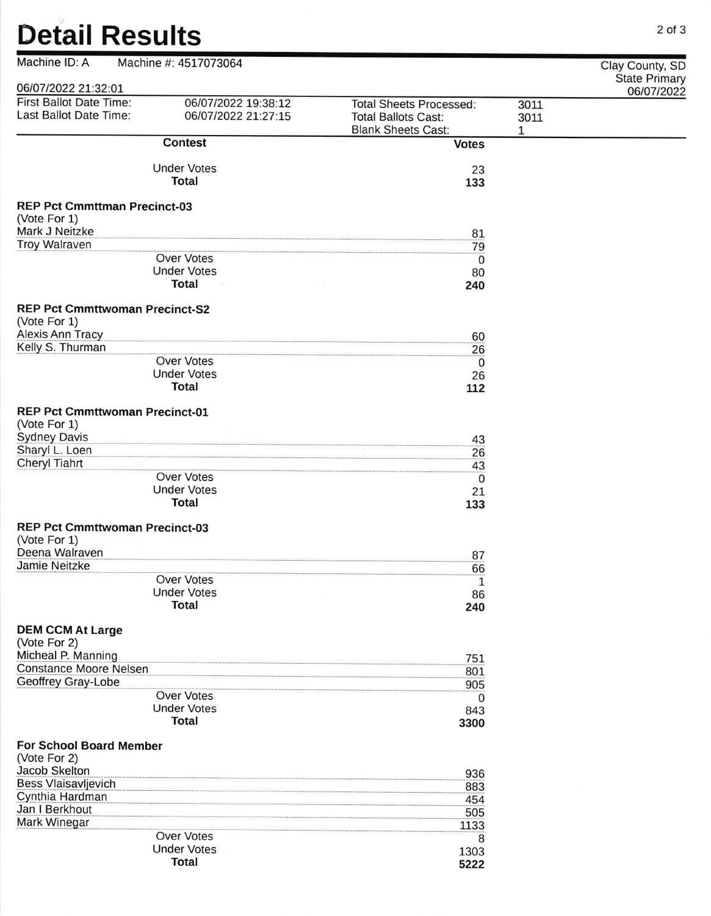# Detail Results

Machine ID: A    Machine #: 4517073064

Clay County, SD
State Primary
06/07/2022

06/07/2022 21:32:01

| | | | |
|---|---|---|---|
| First Ballot Date Time: | 06/07/2022 19:38:12 | Total Sheets Processed: | 3011 |
| Last Ballot Date Time: | 06/07/2022 21:27:15 | Total Ballots Cast: | 3011 |
| | | Blank Sheets Cast: | 1 |

| Contest | Votes |
|---|---|
| Under Votes | 23 |
| **Total** | **133** |

**REP Pct Cmmttman Precinct-03**
(Vote For 1)

| | |
|---|---|
| Mark J Neitzke | 81 |
| Troy Walraven | 79 |
| Over Votes | 0 |
| Under Votes | 80 |
| **Total** | **240** |

**REP Pct Cmmttwoman Precinct-S2**
(Vote For 1)

| | |
|---|---|
| Alexis Ann Tracy | 60 |
| Kelly S. Thurman | 26 |
| Over Votes | 0 |
| Under Votes | 26 |
| **Total** | **112** |

**REP Pct Cmmttwoman Precinct-01**
(Vote For 1)

| | |
|---|---|
| Sydney Davis | 43 |
| Sharyl L. Loen | 26 |
| Cheryl Tiahrt | 43 |
| Over Votes | 0 |
| Under Votes | 21 |
| **Total** | **133** |

**REP Pct Cmmttwoman Precinct-03**
(Vote For 1)

| | |
|---|---|
| Deena Walraven | 87 |
| Jamie Neitzke | 66 |
| Over Votes | 1 |
| Under Votes | 86 |
| **Total** | **240** |

**DEM CCM At Large**
(Vote For 2)

| | |
|---|---|
| Micheal P. Manning | 751 |
| Constance Moore Nelsen | 801 |
| Geoffrey Gray-Lobe | 905 |
| Over Votes | 0 |
| Under Votes | 843 |
| **Total** | **3300** |

**For School Board Member**
(Vote For 2)

| | |
|---|---|
| Jacob Skelton | 936 |
| Bess Vlaisavljevich | 883 |
| Cynthia Hardman | 454 |
| Jan I Berkhout | 505 |
| Mark Winegar | 1133 |
| Over Votes | 8 |
| Under Votes | 1303 |
| **Total** | **5222** |